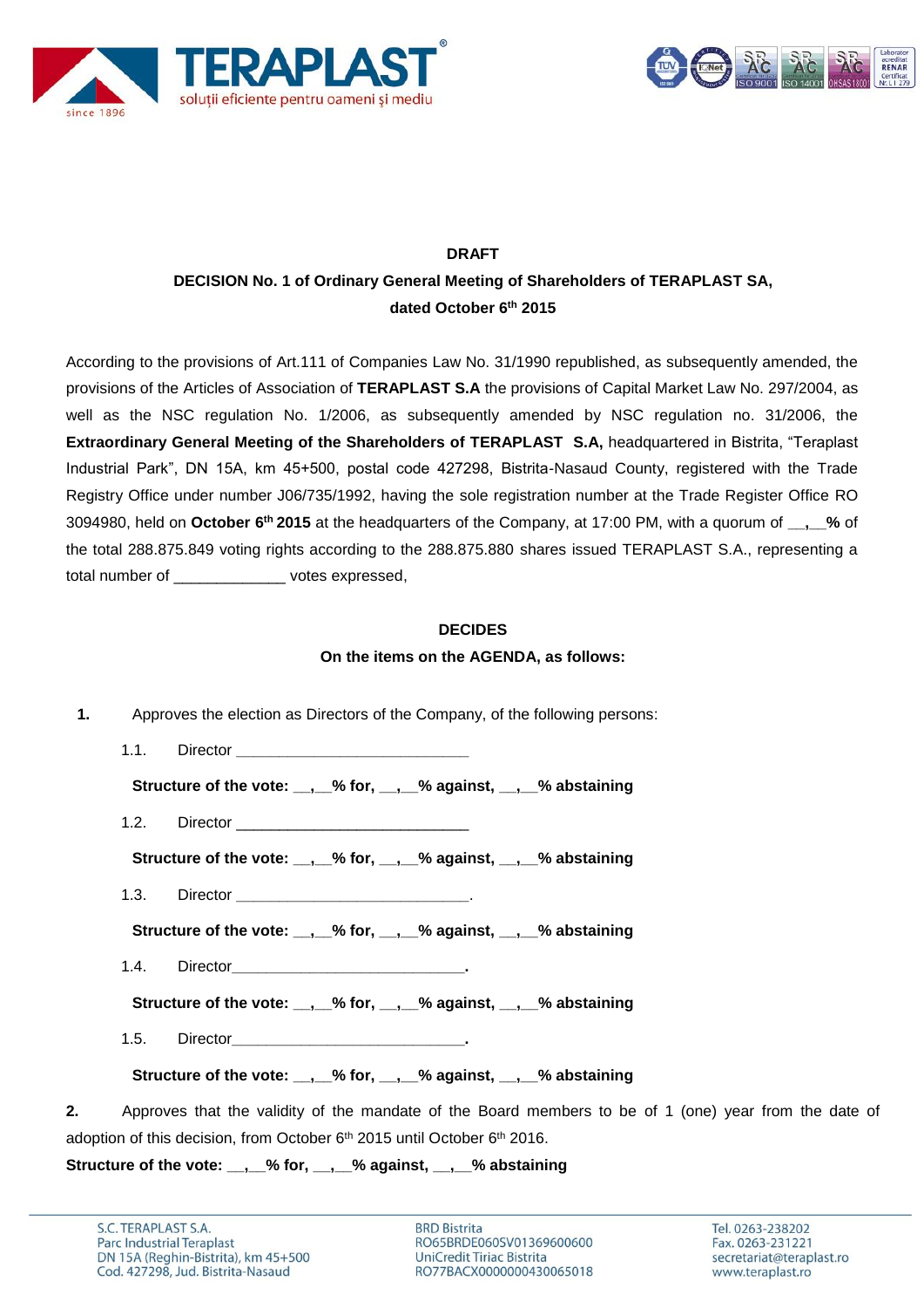**DRAFT**

**DECISION No. 1 of Ordinary General Meeting of Shareholders of TERAPLAST SA, dated October 6th 2015**

According to the provisions of Art.111 of Companies Law No. 31/1990 republished, as subsequently amended, the provisions of the Articles of Association of **TERAPLAST S.A** the provisions of Capital Market Law No. 297/2004, as well as the NSC regulation No. 1/2006, as subsequently amended by NSC regulation no. 31/2006, the **Extraordinary General Meeting of the Shareholders of TERAPLAST S.A,** headquartered in Bistrita, "Teraplast Industrial Park", DN 15A, km 45+500, postal code 427298, Bistrita-Nasaud County, registered with the Trade Registry Office under number J06/735/1992, having the sole registration number at the Trade Register Office RO 3094980, held on **October 6th 2015** at the headquarters of the Company, at 17:00 PM, with a quorum of **__,__%** of the total 288.875.849 voting rights according to the 288.875.880 shares issued TERAPLAST S.A., representing a total number of _____________ votes expressed,

**DECIDES**

**On the items on the AGENDA, as follows:**

**1.** Approves the election as Directors of the Company, of the following persons:

1.1. Director ___________________________

**Structure of the vote: __,__% for, __,__% against, __,__% abstaining**

1.2. Director ___________________________

**Structure of the vote: __,__% for, __,__% against, __,__% abstaining**

1.3. Director ___________________________.

**Structure of the vote: __,__% for, __,__% against, __,__% abstaining**

1.4. Director___________________________.

**Structure of the vote: __,__% for, __,__% against, __,__% abstaining**

1.5. Director___________________________.

**Structure of the vote: __,__% for, __,__% against, __,__% abstaining**

**2.** Approves that the validity of the mandate of the Board members to be of 1 (one) year from the date of adoption of this decision, from October 6th 2015 until October 6th 2016.

**Structure of the vote: __,__% for, __,__% against, __,__% abstaining**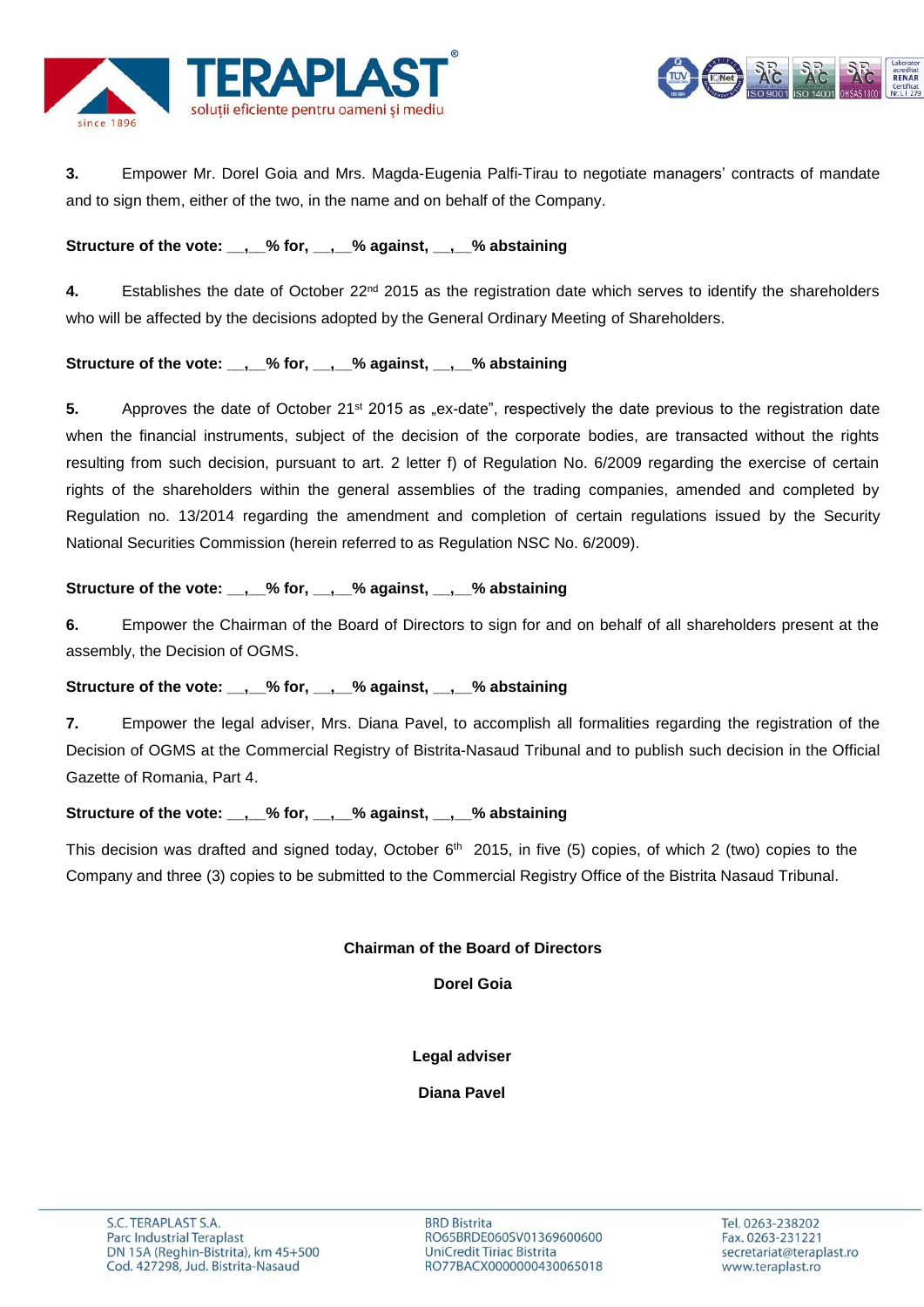**3.** Empower Mr. Dorel Goia and Mrs. Magda-Eugenia Palfi-Tirau to negotiate managers' contracts of mandate and to sign them, either of the two, in the name and on behalf of the Company.

**Structure of the vote: __,__% for, __,__% against, __,__% abstaining**

**4.** Establishes the date of October 22nd 2015 as the registration date which serves to identify the shareholders who will be affected by the decisions adopted by the General Ordinary Meeting of Shareholders.

**Structure of the vote: __,__% for, __,__% against, __,__% abstaining**

**5.** Approves the date of October 21st 2015 as „ex-date", respectively the date previous to the registration date when the financial instruments, subject of the decision of the corporate bodies, are transacted without the rights resulting from such decision, pursuant to art. 2 letter f) of Regulation No. 6/2009 regarding the exercise of certain rights of the shareholders within the general assemblies of the trading companies, amended and completed by Regulation no. 13/2014 regarding the amendment and completion of certain regulations issued by the Security National Securities Commission (herein referred to as Regulation NSC No. 6/2009).

**Structure of the vote: __,__% for, __,__% against, __,__% abstaining**

**6.** Empower the Chairman of the Board of Directors to sign for and on behalf of all shareholders present at the assembly, the Decision of OGMS.

**Structure of the vote: __,__% for, __,__% against, __,__% abstaining**

**7.** Empower the legal adviser, Mrs. Diana Pavel, to accomplish all formalities regarding the registration of the Decision of OGMS at the Commercial Registry of Bistrita-Nasaud Tribunal and to publish such decision in the Official Gazette of Romania, Part 4.

**Structure of the vote: __,__% for, __,__% against, __,__% abstaining**

This decision was drafted and signed today, October 6th 2015, in five (5) copies, of which 2 (two) copies to the Company and three (3) copies to be submitted to the Commercial Registry Office of the Bistrita Nasaud Tribunal.

**Chairman of the Board of Directors**

**Dorel Goia**

**Legal adviser**

**Diana Pavel**